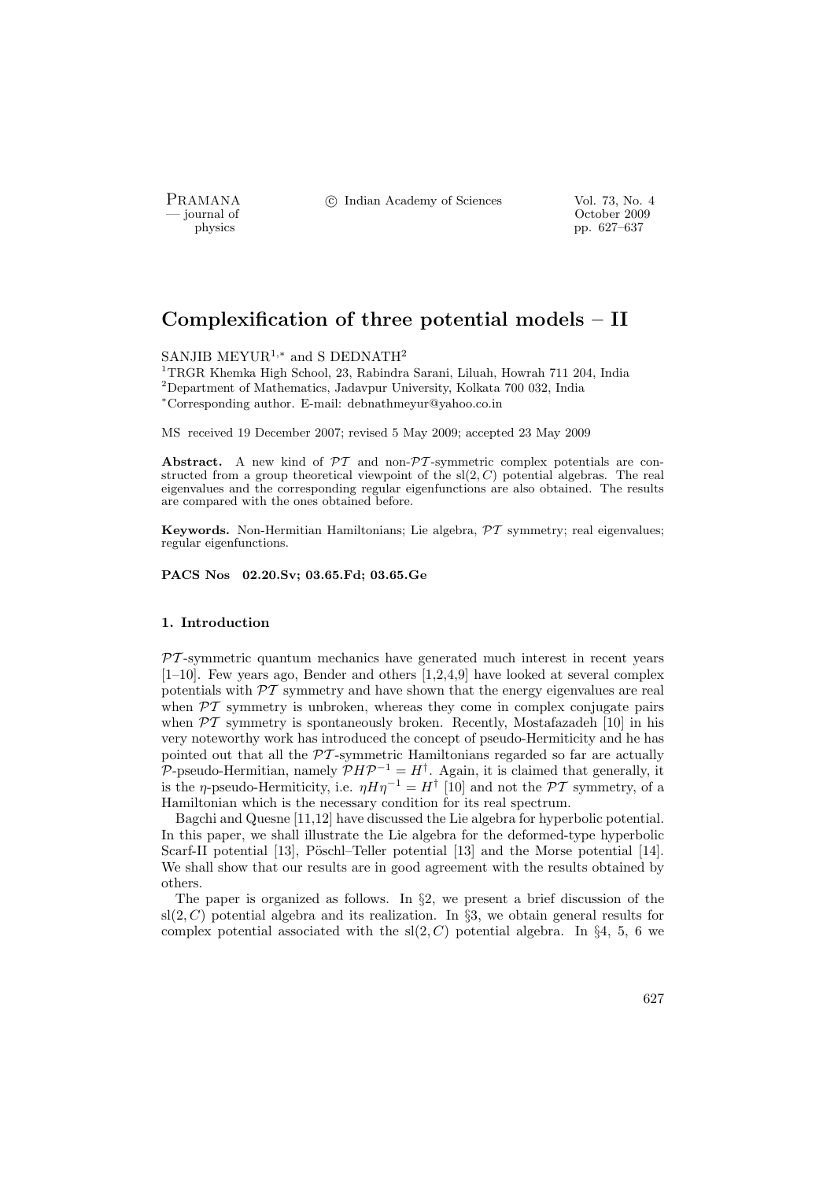# Complexification of three potential models – II

SANJIB MEYUR[1,*] and S DEDNATH[2]

[1]TRGR Khemka High School, 23, Rabindra Sarani, Liluah, Howrah 711 204, India
[2]Department of Mathematics, Jadavpur University, Kolkata 700 032, India
[*]Corresponding author. E-mail: debnathmeyur@yahoo.co.in

MS received 19 December 2007; revised 5 May 2009; accepted 23 May 2009

**Abstract.** A new kind of $\mathcal{PT}$ and non-$\mathcal{PT}$-symmetric complex potentials are constructed from a group theoretical viewpoint of the sl$(2, C)$ potential algebras. The real eigenvalues and the corresponding regular eigenfunctions are also obtained. The results are compared with the ones obtained before.

**Keywords.** Non-Hermitian Hamiltonians; Lie algebra, $\mathcal{PT}$ symmetry; real eigenvalues; regular eigenfunctions.

**PACS Nos 02.20.Sv; 03.65.Fd; 03.65.Ge**

## 1. Introduction

$\mathcal{PT}$-symmetric quantum mechanics have generated much interest in recent years [1–10]. Few years ago, Bender and others [1,2,4,9] have looked at several complex potentials with $\mathcal{PT}$ symmetry and have shown that the energy eigenvalues are real when $\mathcal{PT}$ symmetry is unbroken, whereas they come in complex conjugate pairs when $\mathcal{PT}$ symmetry is spontaneously broken. Recently, Mostafazadeh [10] in his very noteworthy work has introduced the concept of pseudo-Hermiticity and he has pointed out that all the $\mathcal{PT}$-symmetric Hamiltonians regarded so far are actually $\mathcal{P}$-pseudo-Hermitian, namely $\mathcal{P}H\mathcal{P}^{-1} = H^{\dagger}$. Again, it is claimed that generally, it is the $\eta$-pseudo-Hermiticity, i.e. $\eta H \eta^{-1} = H^{\dagger}$ [10] and not the $\mathcal{PT}$ symmetry, of a Hamiltonian which is the necessary condition for its real spectrum.

Bagchi and Quesne [11,12] have discussed the Lie algebra for hyperbolic potential. In this paper, we shall illustrate the Lie algebra for the deformed-type hyperbolic Scarf-II potential [13], Pöschl–Teller potential [13] and the Morse potential [14]. We shall show that our results are in good agreement with the results obtained by others.

The paper is organized as follows. In §2, we present a brief discussion of the sl$(2, C)$ potential algebra and its realization. In §3, we obtain general results for complex potential associated with the sl$(2, C)$ potential algebra. In §4, 5, 6 we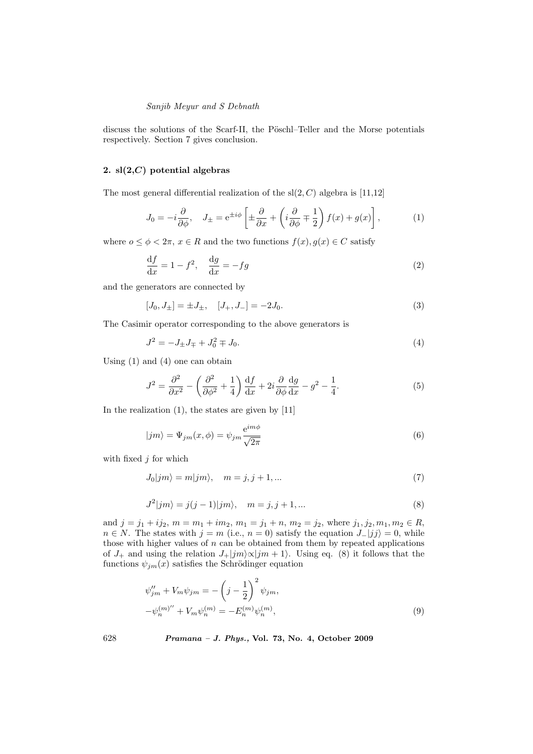discuss the solutions of the Scarf-II, the Pöschl–Teller and the Morse potentials respectively. Section 7 gives conclusion.

## 2. sl(2,$C$) potential algebras

The most general differential realization of the sl$(2, C)$ algebra is [11,12]

$$J_0 = -i\frac{\partial}{\partial\phi}, \quad J_\pm = \mathrm{e}^{\pm i\phi}\left[\pm\frac{\partial}{\partial x} + \left(i\frac{\partial}{\partial\phi} \mp \frac{1}{2}\right)f(x) + g(x)\right], \tag{1}$$

where $o \le \phi < 2\pi$, $x \in R$ and the two functions $f(x), g(x) \in C$ satisfy

$$\frac{\mathrm{d}f}{\mathrm{d}x} = 1 - f^2, \quad \frac{\mathrm{d}g}{\mathrm{d}x} = -fg \tag{2}$$

and the generators are connected by

$$[J_0, J_\pm] = \pm J_\pm, \quad [J_+, J_-] = -2J_0. \tag{3}$$

The Casimir operator corresponding to the above generators is

$$J^2 = -J_\pm J_\mp + J_0^2 \mp J_0. \tag{4}$$

Using (1) and (4) one can obtain

$$J^2 = \frac{\partial^2}{\partial x^2} - \left(\frac{\partial^2}{\partial\phi^2} + \frac{1}{4}\right)\frac{\mathrm{d}f}{\mathrm{d}x} + 2i\frac{\partial}{\partial\phi}\frac{\mathrm{d}g}{\mathrm{d}x} - g^2 - \frac{1}{4}. \tag{5}$$

In the realization (1), the states are given by [11]

$$|jm\rangle = \Psi_{jm}(x,\phi) = \psi_{jm}\frac{\mathrm{e}^{im\phi}}{\sqrt{2\pi}} \tag{6}$$

with fixed $j$ for which

$$J_0|jm\rangle = m|jm\rangle, \quad m = j, j+1, ... \tag{7}$$

$$J^2|jm\rangle = j(j-1)|jm\rangle, \quad m = j, j+1, ... \tag{8}$$

and $j = j_1 + ij_2$, $m = m_1 + im_2$, $m_1 = j_1 + n$, $m_2 = j_2$, where $j_1, j_2, m_1, m_2 \in R$, $n \in N$. The states with $j = m$ (i.e., $n = 0$) satisfy the equation $J_-|jj\rangle = 0$, while those with higher values of $n$ can be obtained from them by repeated applications of $J_+$ and using the relation $J_+|jm\rangle \propto |jm+1\rangle$. Using eq. (8) it follows that the functions $\psi_{jm}(x)$ satisfies the Schrödinger equation

$$\begin{aligned}
&\psi_{jm}'' + V_m\psi_{jm} = -\left(j - \frac{1}{2}\right)^2\psi_{jm}, \\
&-\psi_n^{(m)''} + V_m\psi_n^{(m)} = -E_n^{(m)}\psi_n^{(m)},
\end{aligned} \tag{9}$$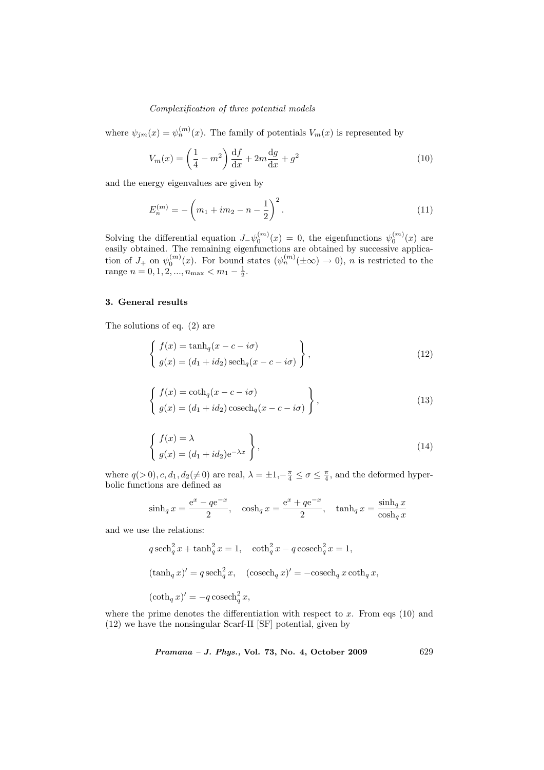where $\psi_{jm}(x) = \psi_n^{(m)}(x)$. The family of potentials $V_m(x)$ is represented by

$$V_m(x) = \left(\frac{1}{4} - m^2\right)\frac{\mathrm{d}f}{\mathrm{d}x} + 2m\frac{\mathrm{d}g}{\mathrm{d}x} + g^2 \tag{10}$$

and the energy eigenvalues are given by

$$E_n^{(m)} = -\left(m_1 + im_2 - n - \frac{1}{2}\right)^2. \tag{11}$$

Solving the differential equation $J_-\psi_0^{(m)}(x) = 0$, the eigenfunctions $\psi_0^{(m)}(x)$ are easily obtained. The remaining eigenfunctions are obtained by successive application of $J_+$ on $\psi_0^{(m)}(x)$. For bound states ($\psi_n^{(m)}(\pm\infty) \to 0$), $n$ is restricted to the range $n = 0, 1, 2, ..., n_{\max} < m_1 - \frac{1}{2}$.

### 3. General results

The solutions of eq. (2) are

$$\left\{ \begin{array}{l} f(x) = \tanh_q(x - c - i\sigma) \\ g(x) = (d_1 + id_2)\,\mathrm{sech}_q(x - c - i\sigma) \end{array} \right\}, \tag{12}$$

$$\left\{ \begin{array}{l} f(x) = \coth_q(x - c - i\sigma) \\ g(x) = (d_1 + id_2)\,\mathrm{cosech}_q(x - c - i\sigma) \end{array} \right\}, \tag{13}$$

$$\left\{ \begin{array}{l} f(x) = \lambda \\ g(x) = (d_1 + id_2)\mathrm{e}^{-\lambda x} \end{array} \right\}, \tag{14}$$

where $q(>0), c, d_1, d_2(\neq 0)$ are real, $\lambda = \pm 1, -\frac{\pi}{4} \leq \sigma \leq \frac{\pi}{4}$, and the deformed hyperbolic functions are defined as

$$\sinh_q x = \frac{\mathrm{e}^x - q\mathrm{e}^{-x}}{2}, \quad \cosh_q x = \frac{\mathrm{e}^x + q\mathrm{e}^{-x}}{2}, \quad \tanh_q x = \frac{\sinh_q x}{\cosh_q x}$$

and we use the relations:

$$q\,\mathrm{sech}_q^2\, x + \tanh_q^2 x = 1, \quad \coth_q^2 x - q\,\mathrm{cosech}_q^2\, x = 1,$$

$$(\tanh_q x)' = q\,\mathrm{sech}_q^2\, x, \quad (\mathrm{cosech}_q\, x)' = -\mathrm{cosech}_q\, x \coth_q x,$$

$$(\coth_q x)' = -q\,\mathrm{cosech}_q^2\, x,$$

where the prime denotes the differentiation with respect to $x$. From eqs (10) and (12) we have the nonsingular Scarf-II [SF] potential, given by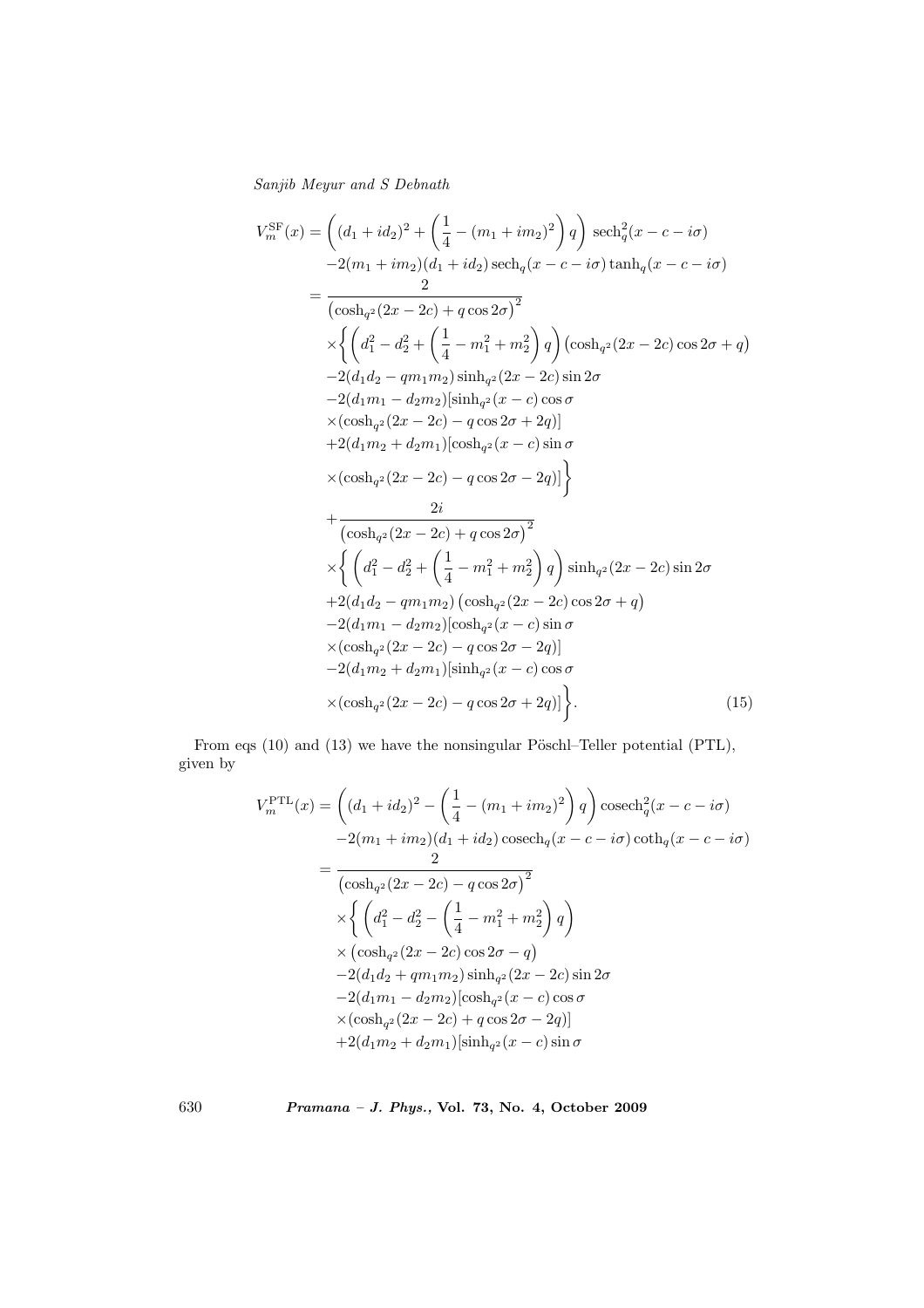$$
\begin{aligned}
V_m^{\mathrm{SF}}(x) &= \left((d_1+id_2)^2 + \left(\frac{1}{4} - (m_1+im_2)^2\right) q\right) \operatorname{sech}_q^2(x-c-i\sigma) \\
&\quad -2(m_1+im_2)(d_1+id_2)\operatorname{sech}_q(x-c-i\sigma)\tanh_q(x-c-i\sigma) \\
&= \frac{2}{\left(\cosh_{q^2}(2x-2c) + q\cos 2\sigma\right)^2} \\
&\quad \times\Bigg\{ \left(d_1^2 - d_2^2 + \left(\frac{1}{4} - m_1^2 + m_2^2\right) q\right)\left(\cosh_{q^2}(2x-2c)\cos 2\sigma + q\right) \\
&\quad -2(d_1d_2 - qm_1m_2)\sinh_{q^2}(2x-2c)\sin 2\sigma \\
&\quad -2(d_1m_1 - d_2m_2)[\sinh_{q^2}(x-c)\cos\sigma \\
&\quad \times(\cosh_{q^2}(2x-2c) - q\cos 2\sigma + 2q)] \\
&\quad +2(d_1m_2 + d_2m_1)[\cosh_{q^2}(x-c)\sin\sigma \\
&\quad \times(\cosh_{q^2}(2x-2c) - q\cos 2\sigma - 2q)]\Bigg\} \\
&\quad +\frac{2i}{\left(\cosh_{q^2}(2x-2c) + q\cos 2\sigma\right)^2} \\
&\quad \times\Bigg\{ \left(d_1^2 - d_2^2 + \left(\frac{1}{4} - m_1^2 + m_2^2\right) q\right)\sinh_{q^2}(2x-2c)\sin 2\sigma \\
&\quad +2(d_1d_2 - qm_1m_2)\left(\cosh_{q^2}(2x-2c)\cos 2\sigma + q\right) \\
&\quad -2(d_1m_1 - d_2m_2)[\cosh_{q^2}(x-c)\sin\sigma \\
&\quad \times(\cosh_{q^2}(2x-2c) - q\cos 2\sigma - 2q)] \\
&\quad -2(d_1m_2 + d_2m_1)[\sinh_{q^2}(x-c)\cos\sigma \\
&\quad \times(\cosh_{q^2}(2x-2c) - q\cos 2\sigma + 2q)]\Bigg\}. \qquad (15)
\end{aligned}
$$

From eqs (10) and (13) we have the nonsingular Pöschl–Teller potential (PTL), given by

$$
\begin{aligned}
V_m^{\mathrm{PTL}}(x) &= \left((d_1+id_2)^2 - \left(\frac{1}{4} - (m_1+im_2)^2\right) q\right) \operatorname{cosech}_q^2(x-c-i\sigma) \\
&\quad -2(m_1+im_2)(d_1+id_2)\operatorname{cosech}_q(x-c-i\sigma)\coth_q(x-c-i\sigma) \\
&= \frac{2}{\left(\cosh_{q^2}(2x-2c) - q\cos 2\sigma\right)^2} \\
&\quad \times\Bigg\{ \left(d_1^2 - d_2^2 - \left(\frac{1}{4} - m_1^2 + m_2^2\right) q\right) \\
&\quad \times\left(\cosh_{q^2}(2x-2c)\cos 2\sigma - q\right) \\
&\quad -2(d_1d_2 + qm_1m_2)\sinh_{q^2}(2x-2c)\sin 2\sigma \\
&\quad -2(d_1m_1 - d_2m_2)[\cosh_{q^2}(x-c)\cos\sigma \\
&\quad \times(\cosh_{q^2}(2x-2c) + q\cos 2\sigma - 2q)] \\
&\quad +2(d_1m_2 + d_2m_1)[\sinh_{q^2}(x-c)\sin\sigma
\end{aligned}
$$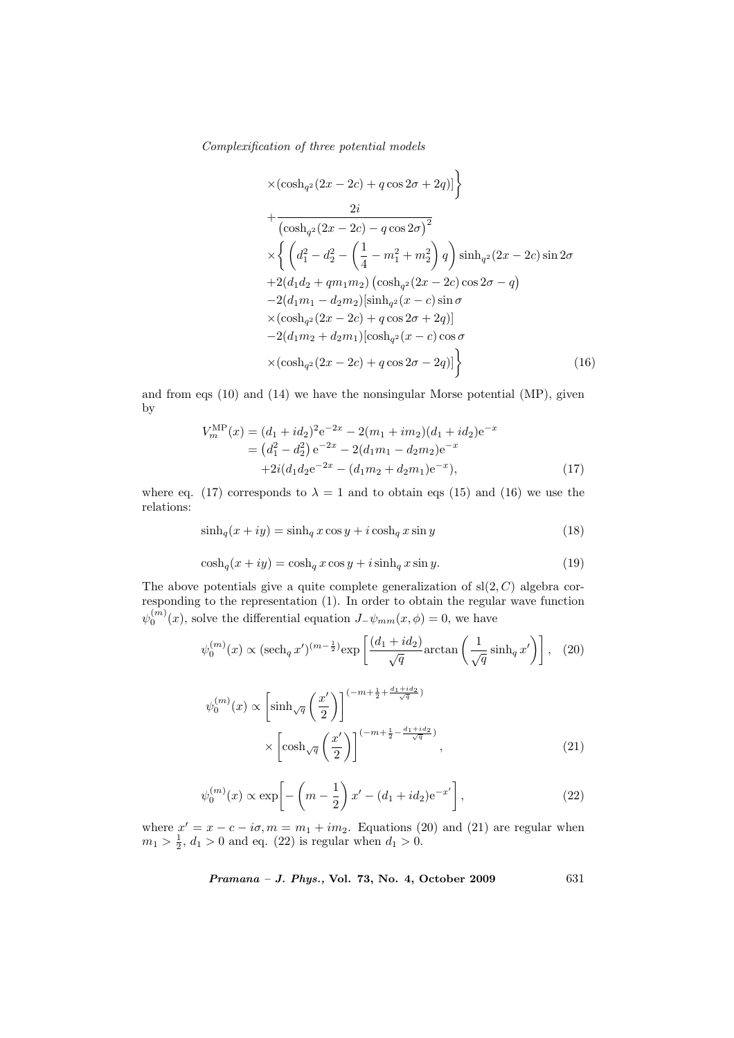$$
\begin{aligned}
&\times(\cosh_{q^2}(2x-2c)+q\cos 2\sigma+2q)]\Bigg\} \\
&+\frac{2i}{\left(\cosh_{q^2}(2x-2c)-q\cos 2\sigma\right)^2} \\
&\times\Bigg\{\left(d_1^2-d_2^2-\left(\frac{1}{4}-m_1^2+m_2^2\right)q\right)\sinh_{q^2}(2x-2c)\sin 2\sigma \\
&+2(d_1d_2+qm_1m_2)\left(\cosh_{q^2}(2x-2c)\cos 2\sigma-q\right) \\
&-2(d_1m_1-d_2m_2)[\sinh_{q^2}(x-c)\sin\sigma \\
&\times(\cosh_{q^2}(2x-2c)+q\cos 2\sigma+2q)] \\
&-2(d_1m_2+d_2m_1)[\cosh_{q^2}(x-c)\cos\sigma \\
&\times(\cosh_{q^2}(2x-2c)+q\cos 2\sigma-2q)]\Bigg\}
\end{aligned}
\tag{16}
$$

and from eqs (10) and (14) we have the nonsingular Morse potential (MP), given by

$$
\begin{aligned}
V_m^{\mathrm{MP}}(x) &= (d_1+id_2)^2\mathrm{e}^{-2x}-2(m_1+im_2)(d_1+id_2)\mathrm{e}^{-x} \\
&= \left(d_1^2-d_2^2\right)\mathrm{e}^{-2x}-2(d_1m_1-d_2m_2)\mathrm{e}^{-x} \\
&\quad +2i(d_1d_2\mathrm{e}^{-2x}-(d_1m_2+d_2m_1)\mathrm{e}^{-x}),
\end{aligned}
\tag{17}
$$

where eq. (17) corresponds to $\lambda=1$ and to obtain eqs (15) and (16) we use the relations:

$$
\sinh_q(x+iy)=\sinh_q x\cos y+i\cosh_q x\sin y \tag{18}
$$

$$
\cosh_q(x+iy)=\cosh_q x\cos y+i\sinh_q x\sin y. \tag{19}
$$

The above potentials give a quite complete generalization of $\mathrm{sl}(2,C)$ algebra corresponding to the representation (1). In order to obtain the regular wave function $\psi_0^{(m)}(x)$, solve the differential equation $J_-\psi_{mm}(x,\phi)=0$, we have

$$
\psi_0^{(m)}(x)\propto(\mathrm{sech}_q\, x')^{(m-\frac{1}{2})}\exp\left[\frac{(d_1+id_2)}{\sqrt{q}}\arctan\left(\frac{1}{\sqrt{q}}\sinh_q x'\right)\right], \tag{20}
$$

$$
\begin{aligned}
\psi_0^{(m)}(x)\propto&\left[\sinh_{\sqrt{q}}\left(\frac{x'}{2}\right)\right]^{(-m+\frac{1}{2}+\frac{d_1+id_2}{\sqrt{q}})} \\
&\times\left[\cosh_{\sqrt{q}}\left(\frac{x'}{2}\right)\right]^{(-m+\frac{1}{2}-\frac{d_1+id_2}{\sqrt{q}})},
\end{aligned}
\tag{21}
$$

$$
\psi_0^{(m)}(x)\propto\exp\left[-\left(m-\frac{1}{2}\right)x'-(d_1+id_2)\mathrm{e}^{-x'}\right], \tag{22}
$$

where $x'=x-c-i\sigma, m=m_1+im_2$. Equations (20) and (21) are regular when $m_1>\frac{1}{2}$, $d_1>0$ and eq. (22) is regular when $d_1>0$.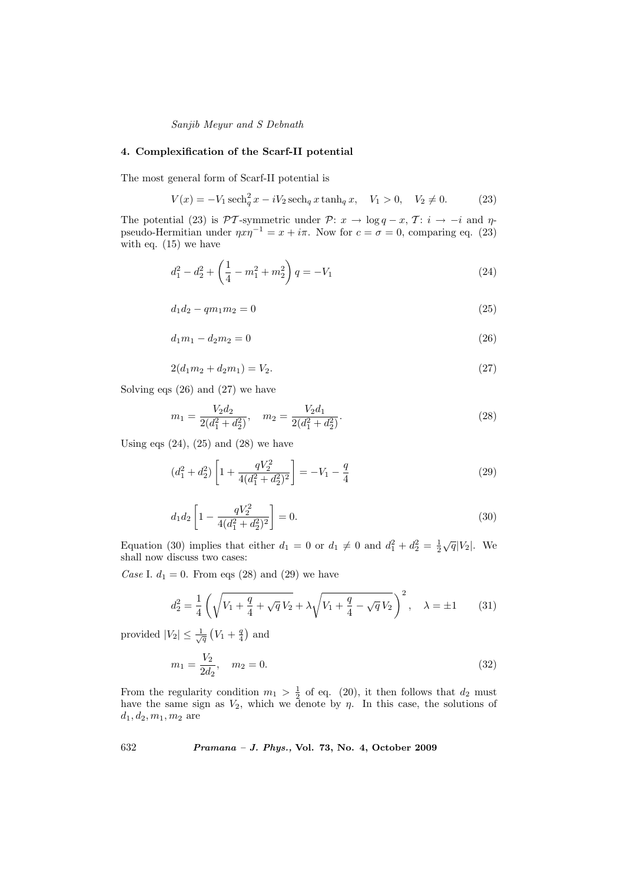## 4. Complexification of the Scarf-II potential

The most general form of Scarf-II potential is

$$V(x) = -V_1 \operatorname{sech}_q^2 x - iV_2 \operatorname{sech}_q x \tanh_q x, \quad V_1 > 0, \quad V_2 \neq 0. \tag{23}$$

The potential (23) is $\mathcal{PT}$-symmetric under $\mathcal{P}$: $x \to \log q - x$, $\mathcal{T}$: $i \to -i$ and $\eta$-pseudo-Hermitian under $\eta x \eta^{-1} = x + i\pi$. Now for $c = \sigma = 0$, comparing eq. (23) with eq. (15) we have

$$d_1^2 - d_2^2 + \left(\frac{1}{4} - m_1^2 + m_2^2\right) q = -V_1 \tag{24}$$

$$d_1 d_2 - q m_1 m_2 = 0 \tag{25}$$

$$d_1 m_1 - d_2 m_2 = 0 \tag{26}$$

$$2(d_1 m_2 + d_2 m_1) = V_2. \tag{27}$$

Solving eqs (26) and (27) we have

$$m_1 = \frac{V_2 d_2}{2(d_1^2 + d_2^2)}, \quad m_2 = \frac{V_2 d_1}{2(d_1^2 + d_2^2)}. \tag{28}$$

Using eqs (24), (25) and (28) we have

$$(d_1^2 + d_2^2)\left[1 + \frac{q V_2^2}{4(d_1^2 + d_2^2)^2}\right] = -V_1 - \frac{q}{4} \tag{29}$$

$$d_1 d_2 \left[1 - \frac{q V_2^2}{4(d_1^2 + d_2^2)^2}\right] = 0. \tag{30}$$

Equation (30) implies that either $d_1 = 0$ or $d_1 \neq 0$ and $d_1^2 + d_2^2 = \frac{1}{2}\sqrt{q}|V_2|$. We shall now discuss two cases:

*Case* I. $d_1 = 0$. From eqs (28) and (29) we have

$$d_2^2 = \frac{1}{4}\left(\sqrt{V_1 + \frac{q}{4} + \sqrt{q}\, V_2} + \lambda \sqrt{V_1 + \frac{q}{4} - \sqrt{q}\, V_2}\right)^2, \quad \lambda = \pm 1 \tag{31}$$

provided $|V_2| \leq \frac{1}{\sqrt{q}}\left(V_1 + \frac{q}{4}\right)$ and

$$m_1 = \frac{V_2}{2 d_2}, \quad m_2 = 0. \tag{32}$$

From the regularity condition $m_1 > \frac{1}{2}$ of eq. (20), it then follows that $d_2$ must have the same sign as $V_2$, which we denote by $\eta$. In this case, the solutions of $d_1, d_2, m_1, m_2$ are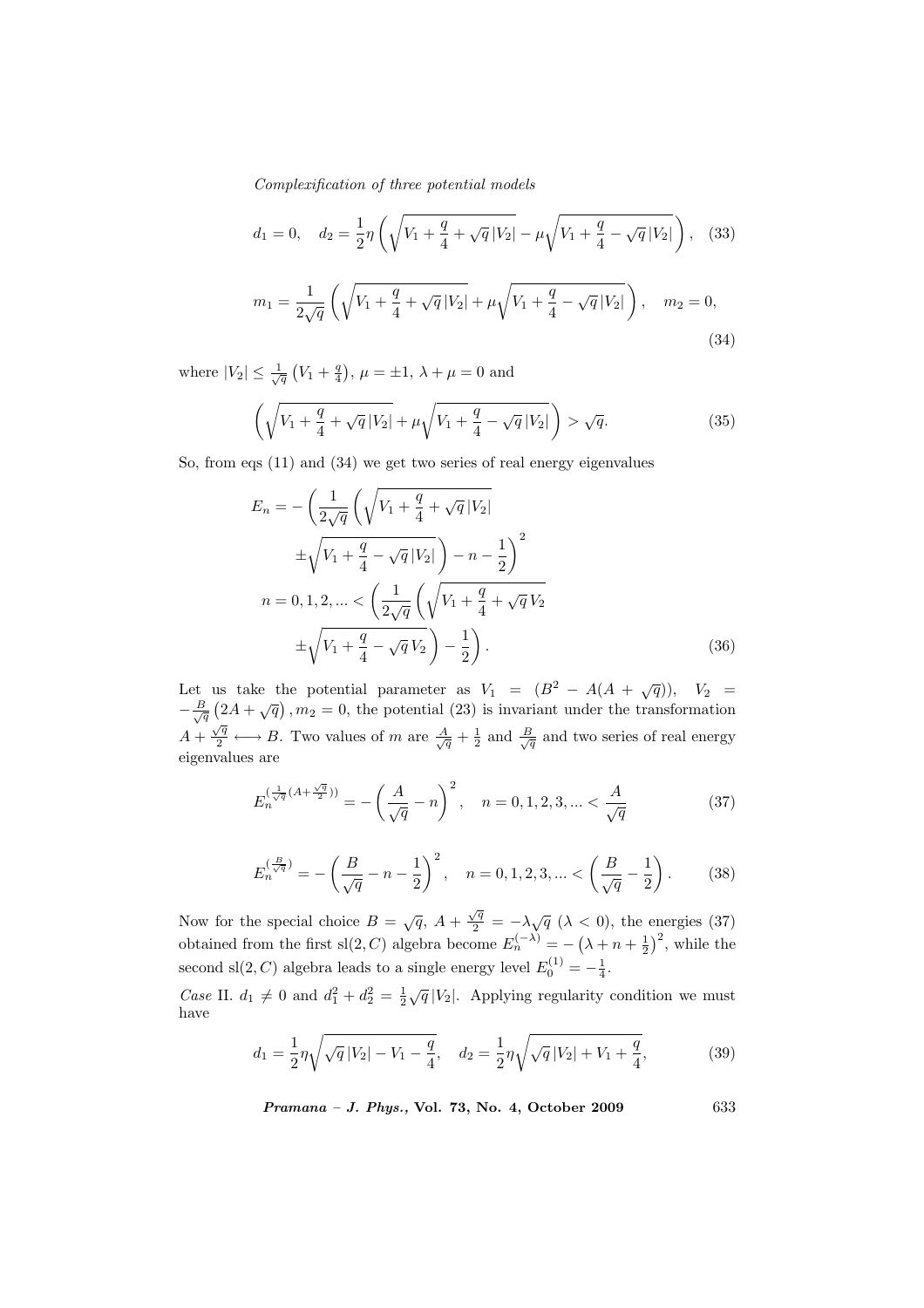$$d_1 = 0, \quad d_2 = \frac{1}{2}\eta\left(\sqrt{V_1 + \frac{q}{4} + \sqrt{q}\,|V_2|} - \mu\sqrt{V_1 + \frac{q}{4} - \sqrt{q}\,|V_2|}\right), \quad (33)$$

$$m_1 = \frac{1}{2\sqrt{q}}\left(\sqrt{V_1 + \frac{q}{4} + \sqrt{q}\,|V_2|} + \mu\sqrt{V_1 + \frac{q}{4} - \sqrt{q}\,|V_2|}\right), \quad m_2 = 0, \quad (34)$$

where $|V_2| \leq \frac{1}{\sqrt{q}}\left(V_1 + \frac{q}{4}\right)$, $\mu = \pm 1$, $\lambda + \mu = 0$ and

$$\left(\sqrt{V_1 + \frac{q}{4} + \sqrt{q}\,|V_2|} + \mu\sqrt{V_1 + \frac{q}{4} - \sqrt{q}\,|V_2|}\right) > \sqrt{q}. \quad (35)$$

So, from eqs (11) and (34) we get two series of real energy eigenvalues

$$\begin{aligned}
E_n = &-\left(\frac{1}{2\sqrt{q}}\left(\sqrt{V_1 + \frac{q}{4} + \sqrt{q}\,|V_2|}\right.\right. \\
&\left.\left.\pm\sqrt{V_1 + \frac{q}{4} - \sqrt{q}\,|V_2|}\right) - n - \frac{1}{2}\right)^2 \\
n = 0, 1, 2, \ldots < &\left(\frac{1}{2\sqrt{q}}\left(\sqrt{V_1 + \frac{q}{4} + \sqrt{q}\,V_2}\right.\right. \\
&\left.\left.\pm\sqrt{V_1 + \frac{q}{4} - \sqrt{q}\,V_2}\right) - \frac{1}{2}\right). \quad (36)
\end{aligned}$$

Let us take the potential parameter as $V_1 = (B^2 - A(A + \sqrt{q}))$, $V_2 = -\frac{B}{\sqrt{q}}\left(2A + \sqrt{q}\right), m_2 = 0$, the potential (23) is invariant under the transformation $A + \frac{\sqrt{q}}{2} \longleftrightarrow B$. Two values of $m$ are $\frac{A}{\sqrt{q}} + \frac{1}{2}$ and $\frac{B}{\sqrt{q}}$ and two series of real energy eigenvalues are

$$E_n^{(\frac{1}{\sqrt{q}}(A + \frac{\sqrt{q}}{2}))} = -\left(\frac{A}{\sqrt{q}} - n\right)^2, \quad n = 0, 1, 2, 3, \ldots < \frac{A}{\sqrt{q}} \quad (37)$$

$$E_n^{(\frac{B}{\sqrt{q}})} = -\left(\frac{B}{\sqrt{q}} - n - \frac{1}{2}\right)^2, \quad n = 0, 1, 2, 3, \ldots < \left(\frac{B}{\sqrt{q}} - \frac{1}{2}\right). \quad (38)$$

Now for the special choice $B = \sqrt{q}$, $A + \frac{\sqrt{q}}{2} = -\lambda\sqrt{q}$ ($\lambda < 0$), the energies (37) obtained from the first $\mathrm{sl}(2, C)$ algebra become $E_n^{(-\lambda)} = -\left(\lambda + n + \frac{1}{2}\right)^2$, while the second $\mathrm{sl}(2, C)$ algebra leads to a single energy level $E_0^{(1)} = -\frac{1}{4}$.

*Case* II. $d_1 \neq 0$ and $d_1^2 + d_2^2 = \frac{1}{2}\sqrt{q}\,|V_2|$. Applying regularity condition we must have

$$d_1 = \frac{1}{2}\eta\sqrt{\sqrt{q}\,|V_2| - V_1 - \frac{q}{4}}, \quad d_2 = \frac{1}{2}\eta\sqrt{\sqrt{q}\,|V_2| + V_1 + \frac{q}{4}}, \quad (39)$$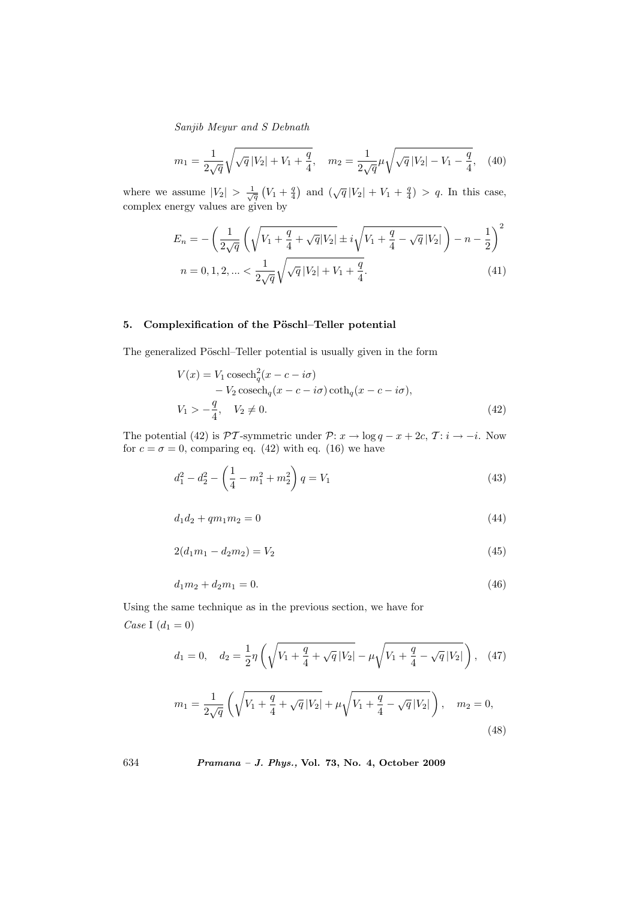$$m_1 = \frac{1}{2\sqrt{q}}\sqrt{\sqrt{q}\,|V_2| + V_1 + \frac{q}{4}}, \quad m_2 = \frac{1}{2\sqrt{q}}\mu\sqrt{\sqrt{q}\,|V_2| - V_1 - \frac{q}{4}}, \quad (40)$$

where we assume $|V_2| > \frac{1}{\sqrt{q}}\left(V_1 + \frac{q}{4}\right)$ and $(\sqrt{q}\,|V_2| + V_1 + \frac{q}{4}) > q$. In this case, complex energy values are given by

$$E_n = -\left(\frac{1}{2\sqrt{q}}\left(\sqrt{V_1 + \frac{q}{4} + \sqrt{q}|V_2|} \pm i\sqrt{V_1 + \frac{q}{4} - \sqrt{q}\,|V_2|}\right) - n - \frac{1}{2}\right)^2$$

$$n = 0, 1, 2, ... < \frac{1}{2\sqrt{q}}\sqrt{\sqrt{q}\,|V_2| + V_1 + \frac{q}{4}}. \quad (41)$$

## 5. Complexification of the Pöschl–Teller potential

The generalized Pöschl–Teller potential is usually given in the form

$$\begin{aligned} V(x) &= V_1 \operatorname{cosech}_q^2(x - c - i\sigma) \\ &\quad - V_2 \operatorname{cosech}_q(x - c - i\sigma)\coth_q(x - c - i\sigma), \\ V_1 &> -\frac{q}{4}, \quad V_2 \neq 0. \end{aligned} \quad (42)$$

The potential (42) is $\mathcal{PT}$-symmetric under $\mathcal{P}$: $x \to \log q - x + 2c$, $\mathcal{T}$: $i \to -i$. Now for $c = \sigma = 0$, comparing eq. (42) with eq. (16) we have

$$d_1^2 - d_2^2 - \left(\frac{1}{4} - m_1^2 + m_2^2\right)q = V_1 \quad (43)$$

$$d_1 d_2 + q m_1 m_2 = 0 \quad (44)$$

$$2(d_1 m_1 - d_2 m_2) = V_2 \quad (45)$$

$$d_1 m_2 + d_2 m_1 = 0. \quad (46)$$

Using the same technique as in the previous section, we have for

*Case* I ($d_1 = 0$)

$$d_1 = 0, \quad d_2 = \frac{1}{2}\eta\left(\sqrt{V_1 + \frac{q}{4} + \sqrt{q}\,|V_2|} - \mu\sqrt{V_1 + \frac{q}{4} - \sqrt{q}\,|V_2|}\right), \quad (47)$$

$$m_1 = \frac{1}{2\sqrt{q}}\left(\sqrt{V_1 + \frac{q}{4} + \sqrt{q}\,|V_2|} + \mu\sqrt{V_1 + \frac{q}{4} - \sqrt{q}\,|V_2|}\right), \quad m_2 = 0, \quad (48)$$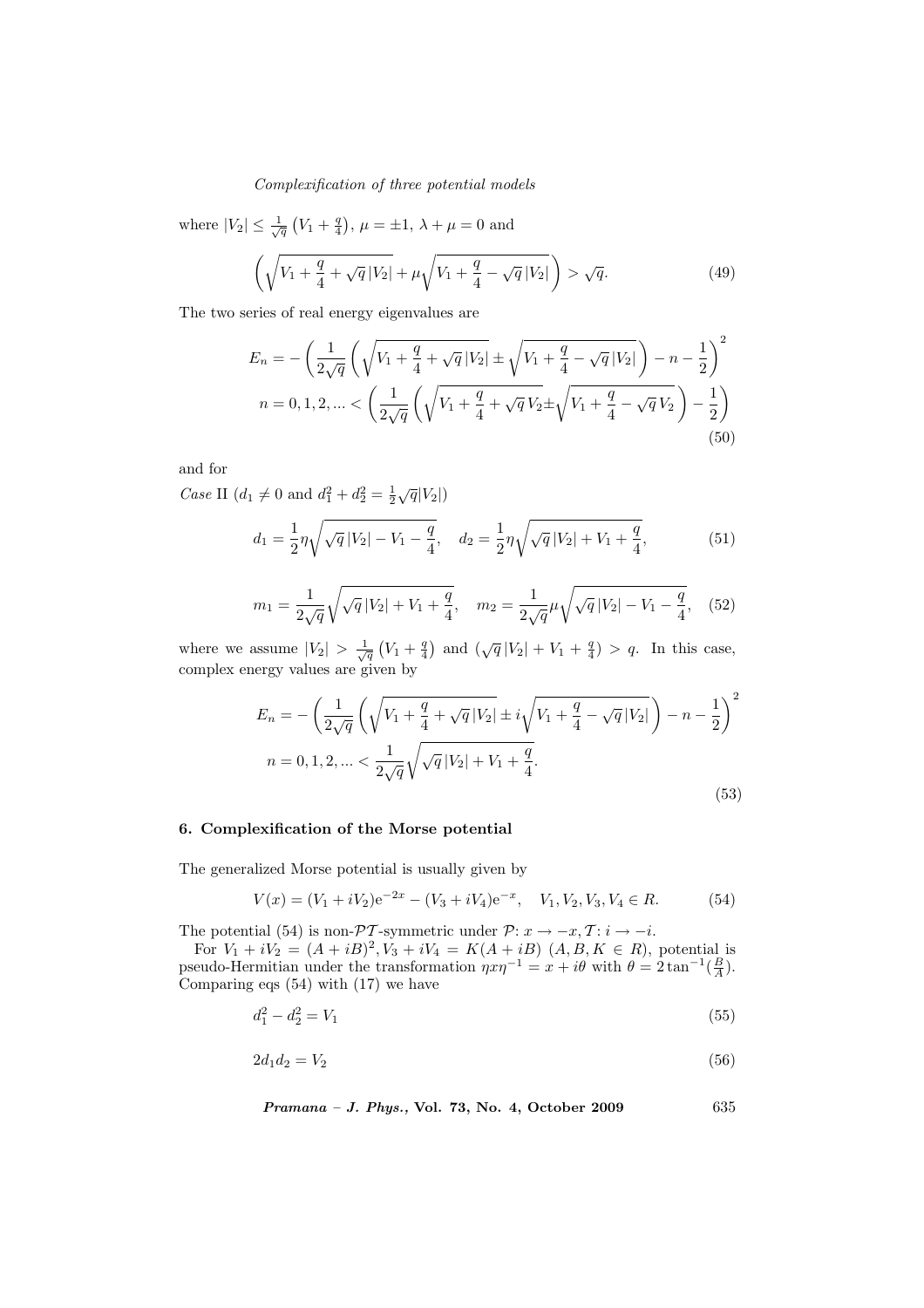where $|V_2| \leq \frac{1}{\sqrt{q}}\left(V_1 + \frac{q}{4}\right)$, $\mu = \pm 1$, $\lambda + \mu = 0$ and

$$\left(\sqrt{V_1 + \frac{q}{4} + \sqrt{q}\,|V_2|} + \mu\sqrt{V_1 + \frac{q}{4} - \sqrt{q}\,|V_2|}\right) > \sqrt{q}. \tag{49}$$

The two series of real energy eigenvalues are

$$E_n = -\left(\frac{1}{2\sqrt{q}}\left(\sqrt{V_1 + \frac{q}{4} + \sqrt{q}\,|V_2|} \pm \sqrt{V_1 + \frac{q}{4} - \sqrt{q}\,|V_2|}\right) - n - \frac{1}{2}\right)^2$$
$$n = 0, 1, 2, ... < \left(\frac{1}{2\sqrt{q}}\left(\sqrt{V_1 + \frac{q}{4} + \sqrt{q}\,V_2} \pm \sqrt{V_1 + \frac{q}{4} - \sqrt{q}\,V_2}\right) - \frac{1}{2}\right) \tag{50}$$

and for

*Case* II ($d_1 \neq 0$ and $d_1^2 + d_2^2 = \frac{1}{2}\sqrt{q}|V_2|$)

$$d_1 = \frac{1}{2}\eta\sqrt{\sqrt{q}\,|V_2| - V_1 - \frac{q}{4}}, \quad d_2 = \frac{1}{2}\eta\sqrt{\sqrt{q}\,|V_2| + V_1 + \frac{q}{4}}, \tag{51}$$

$$m_1 = \frac{1}{2\sqrt{q}}\sqrt{\sqrt{q}\,|V_2| + V_1 + \frac{q}{4}}, \quad m_2 = \frac{1}{2\sqrt{q}}\mu\sqrt{\sqrt{q}\,|V_2| - V_1 - \frac{q}{4}}, \tag{52}$$

where we assume $|V_2| > \frac{1}{\sqrt{q}}\left(V_1 + \frac{q}{4}\right)$ and $(\sqrt{q}\,|V_2| + V_1 + \frac{q}{4}) > q$. In this case, complex energy values are given by

$$E_n = -\left(\frac{1}{2\sqrt{q}}\left(\sqrt{V_1 + \frac{q}{4} + \sqrt{q}\,|V_2|} \pm i\sqrt{V_1 + \frac{q}{4} - \sqrt{q}\,|V_2|}\right) - n - \frac{1}{2}\right)^2$$
$$n = 0, 1, 2, ... < \frac{1}{2\sqrt{q}}\sqrt{\sqrt{q}\,|V_2| + V_1 + \frac{q}{4}}. \tag{53}$$

## 6. Complexification of the Morse potential

The generalized Morse potential is usually given by

$$V(x) = (V_1 + iV_2)\mathrm{e}^{-2x} - (V_3 + iV_4)\mathrm{e}^{-x}, \quad V_1, V_2, V_3, V_4 \in R. \tag{54}$$

The potential (54) is non-$\mathcal{PT}$-symmetric under $\mathcal{P}$: $x \to -x, \mathcal{T}: i \to -i$.

For $V_1 + iV_2 = (A + iB)^2, V_3 + iV_4 = K(A + iB)$ $(A, B, K \in R)$, potential is pseudo-Hermitian under the transformation $\eta x \eta^{-1} = x + i\theta$ with $\theta = 2\tan^{-1}(\frac{B}{A})$. Comparing eqs (54) with (17) we have

$$d_1^2 - d_2^2 = V_1 \tag{55}$$

$$2d_1 d_2 = V_2 \tag{56}$$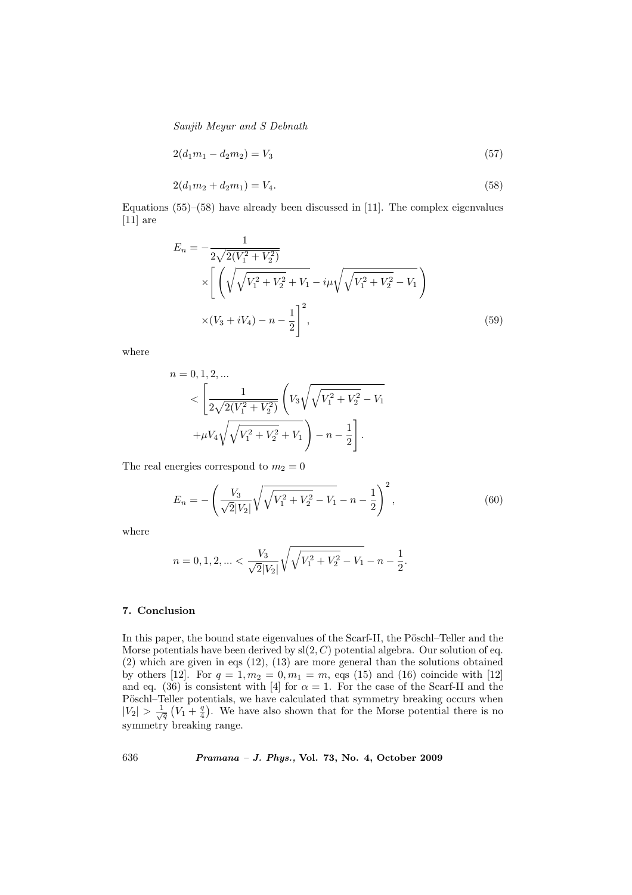$$2(d_1 m_1 - d_2 m_2) = V_3 \tag{57}$$

$$2(d_1 m_2 + d_2 m_1) = V_4. \tag{58}$$

Equations (55)–(58) have already been discussed in [11]. The complex eigenvalues [11] are

$$\begin{aligned} E_n = &-\frac{1}{2\sqrt{2(V_1^2+V_2^2)}} \\ &\times\left[\left(\sqrt{\sqrt{V_1^2+V_2^2}+V_1} - i\mu\sqrt{\sqrt{V_1^2+V_2^2}-V_1}\right)\right. \\ &\left.\times(V_3+iV_4) - n - \frac{1}{2}\right]^2, \end{aligned} \tag{59}$$

where

$$\begin{aligned} n = 0, 1, 2, \ldots \\ < &\left[\frac{1}{2\sqrt{2(V_1^2+V_2^2)}}\left(V_3\sqrt{\sqrt{V_1^2+V_2^2}-V_1}\right.\right. \\ &\left.\left.+\mu V_4\sqrt{\sqrt{V_1^2+V_2^2}+V_1}\right) - n - \frac{1}{2}\right]. \end{aligned}$$

The real energies correspond to $m_2 = 0$

$$E_n = -\left(\frac{V_3}{\sqrt{2}|V_2|}\sqrt{\sqrt{V_1^2+V_2^2}-V_1} - n - \frac{1}{2}\right)^2, \tag{60}$$

where

$$n = 0, 1, 2, \ldots < \frac{V_3}{\sqrt{2}|V_2|}\sqrt{\sqrt{V_1^2+V_2^2}-V_1} - n - \frac{1}{2}.$$

## 7. Conclusion

In this paper, the bound state eigenvalues of the Scarf-II, the Pöschl–Teller and the Morse potentials have been derived by $\mathrm{sl}(2, C)$ potential algebra. Our solution of eq. (2) which are given in eqs (12), (13) are more general than the solutions obtained by others [12]. For $q = 1, m_2 = 0, m_1 = m$, eqs (15) and (16) coincide with [12] and eq. (36) is consistent with [4] for $\alpha = 1$. For the case of the Scarf-II and the Pöschl–Teller potentials, we have calculated that symmetry breaking occurs when $|V_2| > \frac{1}{\sqrt{q}}\left(V_1 + \frac{q}{4}\right)$. We have also shown that for the Morse potential there is no symmetry breaking range.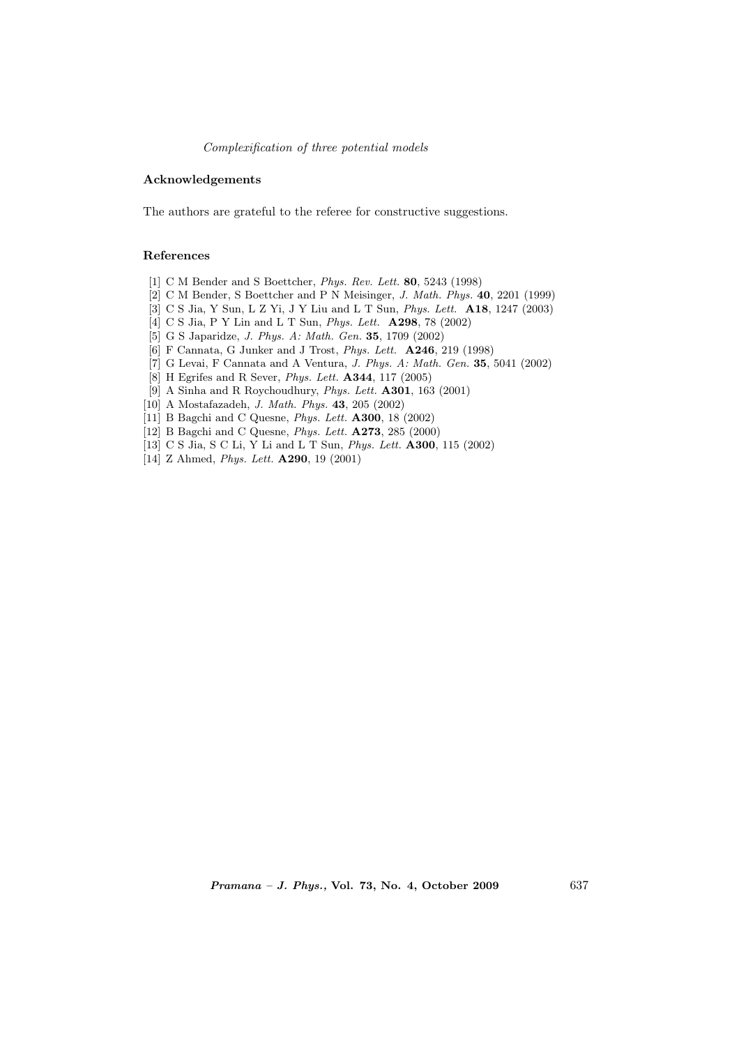## Acknowledgements

The authors are grateful to the referee for constructive suggestions.

## References

[1] C M Bender and S Boettcher, *Phys. Rev. Lett.* **80**, 5243 (1998)
[2] C M Bender, S Boettcher and P N Meisinger, *J. Math. Phys.* **40**, 2201 (1999)
[3] C S Jia, Y Sun, L Z Yi, J Y Liu and L T Sun, *Phys. Lett.* **A18**, 1247 (2003)
[4] C S Jia, P Y Lin and L T Sun, *Phys. Lett.* **A298**, 78 (2002)
[5] G S Japaridze, *J. Phys. A: Math. Gen.* **35**, 1709 (2002)
[6] F Cannata, G Junker and J Trost, *Phys. Lett.* **A246**, 219 (1998)
[7] G Levai, F Cannata and A Ventura, *J. Phys. A: Math. Gen.* **35**, 5041 (2002)
[8] H Egrifes and R Sever, *Phys. Lett.* **A344**, 117 (2005)
[9] A Sinha and R Roychoudhury, *Phys. Lett.* **A301**, 163 (2001)
[10] A Mostafazadeh, *J. Math. Phys.* **43**, 205 (2002)
[11] B Bagchi and C Quesne, *Phys. Lett.* **A300**, 18 (2002)
[12] B Bagchi and C Quesne, *Phys. Lett.* **A273**, 285 (2000)
[13] C S Jia, S C Li, Y Li and L T Sun, *Phys. Lett.* **A300**, 115 (2002)
[14] Z Ahmed, *Phys. Lett.* **A290**, 19 (2001)